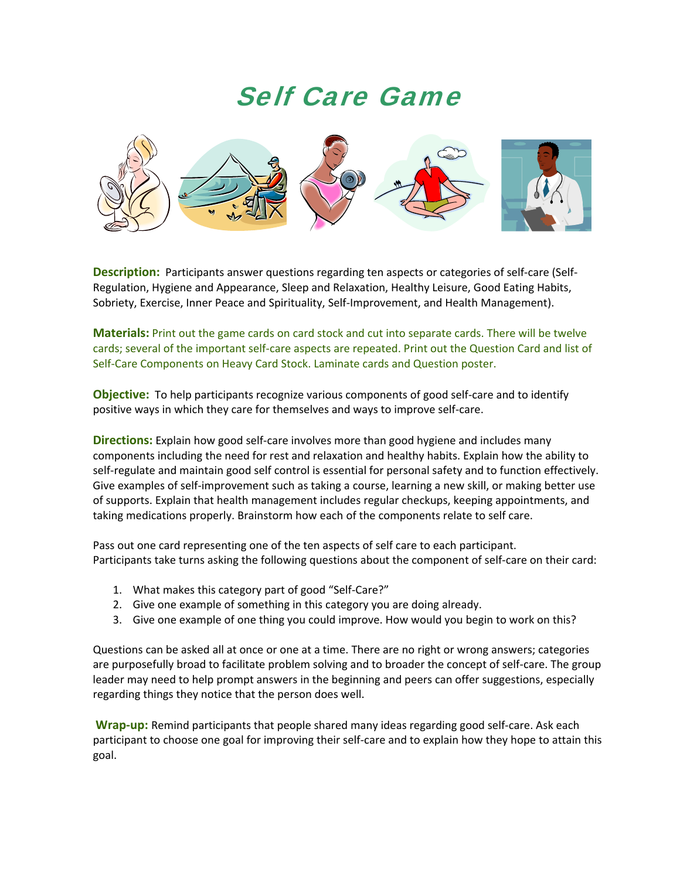# Self Care Game

**Description:** Participants answer questions regarding ten aspects or categories of self-care (Self-Regulation, Hygiene and Appearance, Sleep and Relaxation, Healthy Leisure, Good Eating Habits, Sobriety, Exercise, Inner Peace and Spirituality, Self-Improvement, and Health Management).

**Materials:** Print out the game cards on card stock and cut into separate cards. There will be twelve cards; several of the important self-care aspects are repeated. Print out the Question Card and list of Self-Care Components on Heavy Card Stock. Laminate cards and Question poster.

**Objective:** To help participants recognize various components of good self-care and to identify positive ways in which they care for themselves and ways to improve self-care.

**Directions:** Explain how good self-care involves more than good hygiene and includes many components including the need for rest and relaxation and healthy habits. Explain how the ability to self-regulate and maintain good self control is essential for personal safety and to function effectively. Give examples of self-improvement such as taking a course, learning a new skill, or making better use of supports. Explain that health management includes regular checkups, keeping appointments, and taking medications properly. Brainstorm how each of the components relate to self care.

Pass out one card representing one of the ten aspects of self care to each participant. Participants take turns asking the following questions about the component of self-care on their card:

1. What makes this category part of good "Self-Care?"
2. Give one example of something in this category you are doing already.
3. Give one example of one thing you could improve. How would you begin to work on this?

Questions can be asked all at once or one at a time. There are no right or wrong answers; categories are purposefully broad to facilitate problem solving and to broader the concept of self-care. The group leader may need to help prompt answers in the beginning and peers can offer suggestions, especially regarding things they notice that the person does well.

**Wrap-up:** Remind participants that people shared many ideas regarding good self-care. Ask each participant to choose one goal for improving their self-care and to explain how they hope to attain this goal.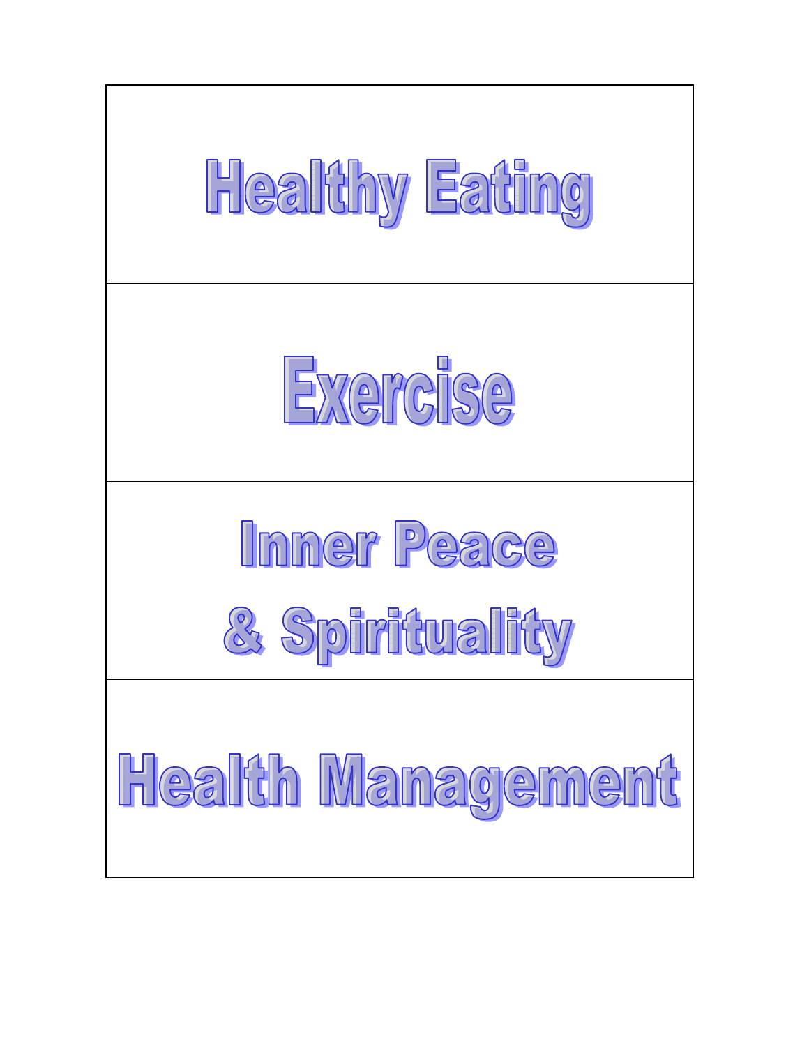# Healthy Eating

# Exercise

# Inner Peace & Spirituality

# Health Management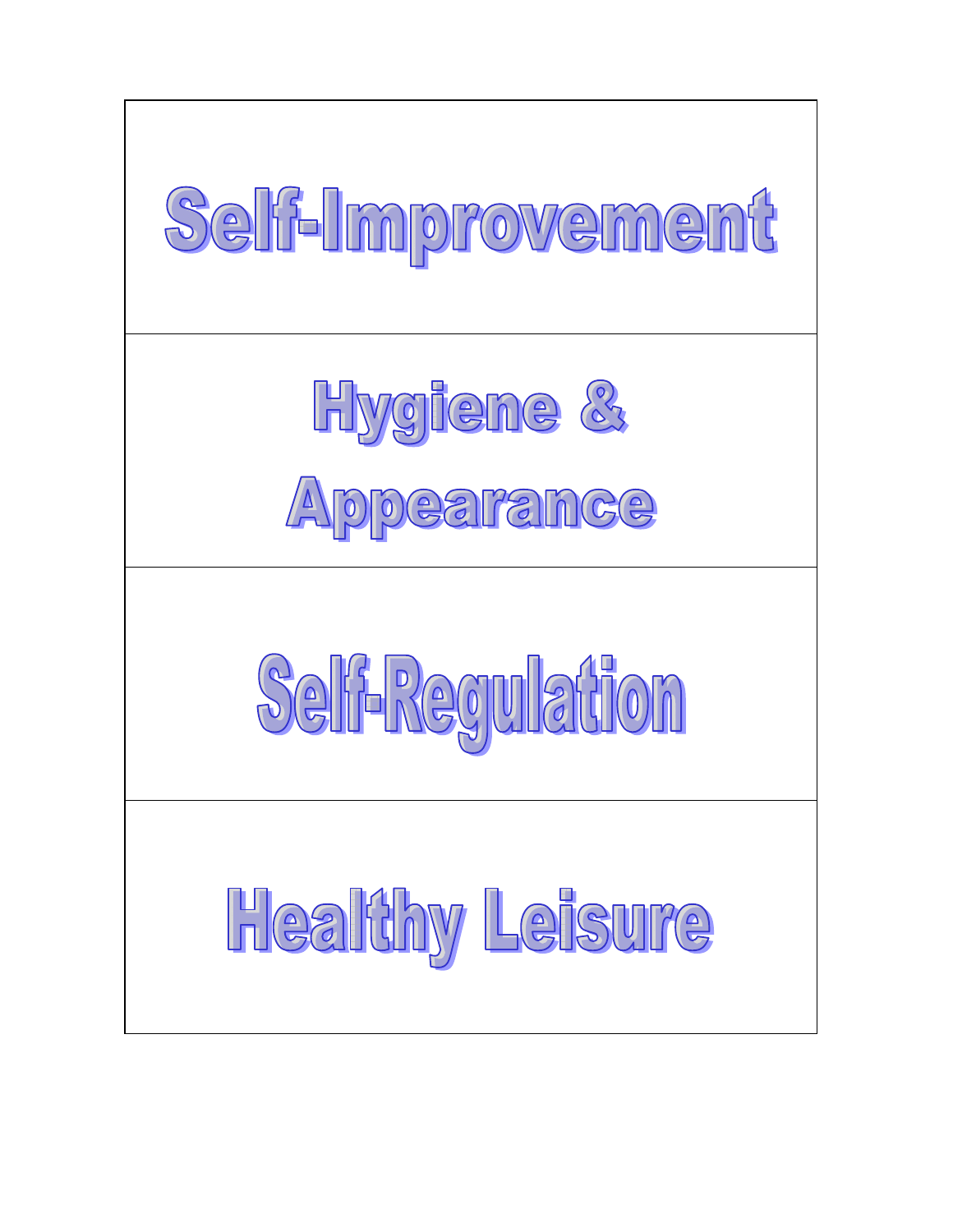| Self-Improvement |
| --- |
| Hygiene & Appearance |
| Self-Regulation |
| Healthy Leisure |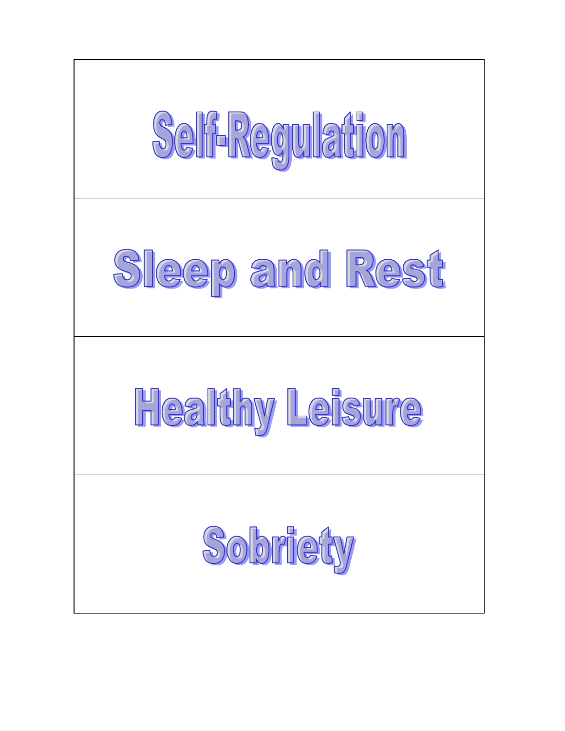| Self-Regulation |
| --- |
| Sleep and Rest |
| Healthy Leisure |
| Sobriety |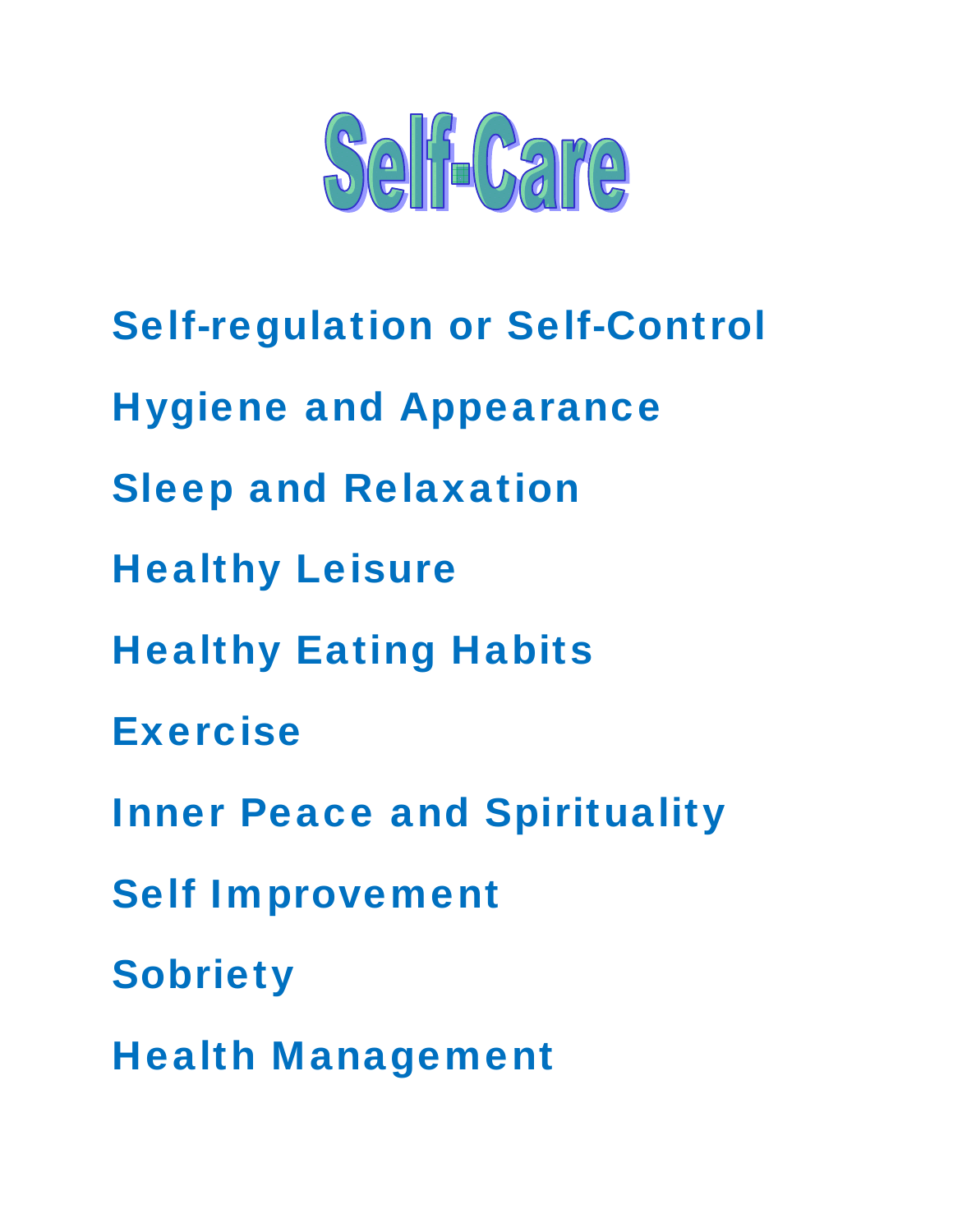# Self-Care

**Self-regulation or Self-Control**

**Hygiene and Appearance**

**Sleep and Relaxation**

**Healthy Leisure**

**Healthy Eating Habits**

**Exercise**

**Inner Peace and Spirituality**

**Self Improvement**

**Sobriety**

**Health Management**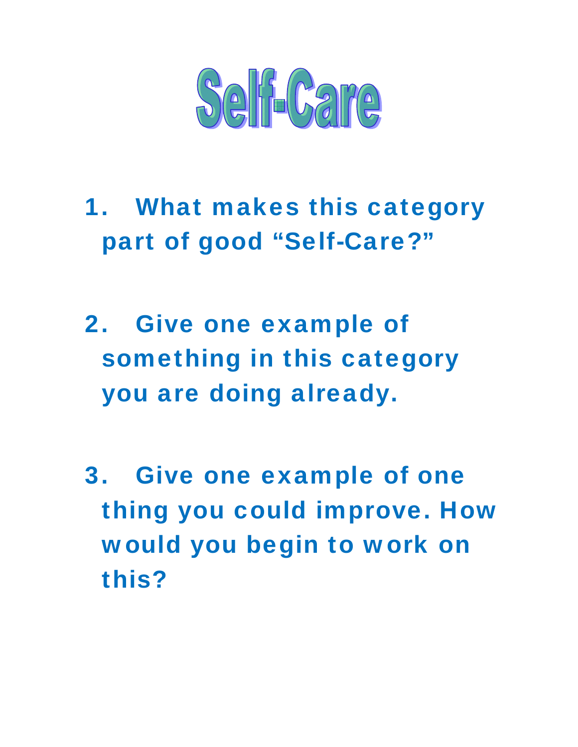# Self-Care

1. What makes this category part of good "Self-Care?"

2. Give one example of something in this category you are doing already.

3. Give one example of one thing you could improve. How would you begin to work on this?